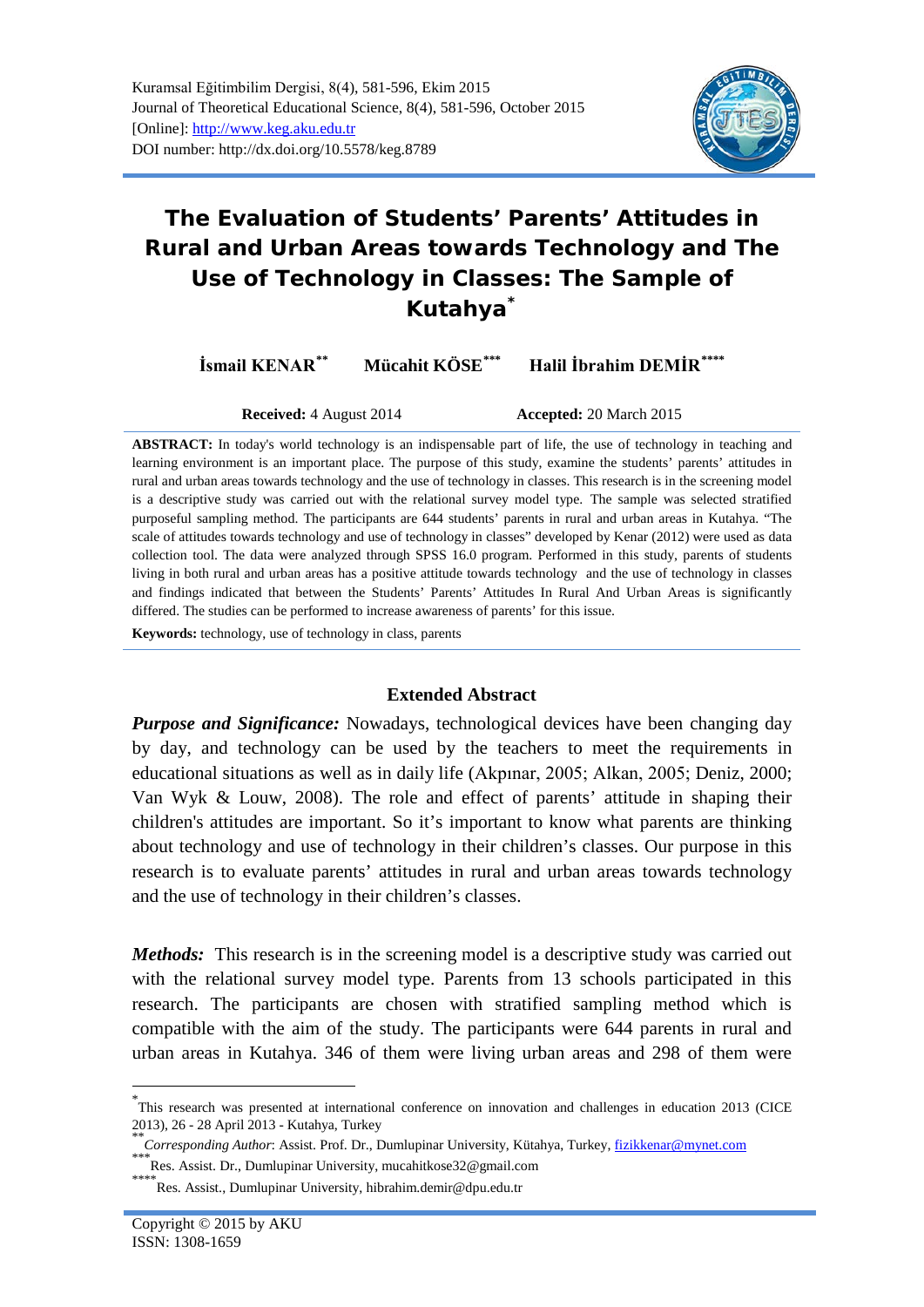Kuramsal Eğitimbilim Dergisi, 8(4), 581-596, Ekim 2015
Journal of Theoretical Educational Science, 8(4), 581-596, October 2015
[Online]: http://www.keg.aku.edu.tr
DOI number: http://dx.doi.org/10.5578/keg.8789

# The Evaluation of Students' Parents' Attitudes in Rural and Urban Areas towards Technology and The Use of Technology in Classes: The Sample of Kutahya[*]

**İsmail KENAR**[**] **Mücahit KÖSE**[***] **Halil İbrahim DEMİR**[****]

**Received:** 4 August 2014 **Accepted:** 20 March 2015

**ABSTRACT:** In today's world technology is an indispensable part of life, the use of technology in teaching and learning environment is an important place. The purpose of this study, examine the students' parents' attitudes in rural and urban areas towards technology and the use of technology in classes. This research is in the screening model is a descriptive study was carried out with the relational survey model type. The sample was selected stratified purposeful sampling method. The participants are 644 students' parents in rural and urban areas in Kutahya. "The scale of attitudes towards technology and use of technology in classes" developed by Kenar (2012) were used as data collection tool. The data were analyzed through SPSS 16.0 program. Performed in this study, parents of students living in both rural and urban areas has a positive attitude towards technology and the use of technology in classes and findings indicated that between the Students' Parents' Attitudes In Rural And Urban Areas is significantly differed. The studies can be performed to increase awareness of parents' for this issue.

**Keywords:** technology, use of technology in class, parents

## Extended Abstract

***Purpose and Significance:*** Nowadays, technological devices have been changing day by day, and technology can be used by the teachers to meet the requirements in educational situations as well as in daily life (Akpınar, 2005; Alkan, 2005; Deniz, 2000; Van Wyk & Louw, 2008). The role and effect of parents' attitude in shaping their children's attitudes are important. So it's important to know what parents are thinking about technology and use of technology in their children's classes. Our purpose in this research is to evaluate parents' attitudes in rural and urban areas towards technology and the use of technology in their children's classes.

***Methods:*** This research is in the screening model is a descriptive study was carried out with the relational survey model type. Parents from 13 schools participated in this research. The participants are chosen with stratified sampling method which is compatible with the aim of the study. The participants were 644 parents in rural and urban areas in Kutahya. 346 of them were living urban areas and 298 of them were

---

[*] This research was presented at international conference on innovation and challenges in education 2013 (CICE 2013), 26 - 28 April 2013 - Kutahya, Turkey

[**] *Corresponding Author*: Assist. Prof. Dr., Dumlupinar University, Kütahya, Turkey, fizikkenar@mynet.com

[***] Res. Assist. Dr., Dumlupinar University, mucahitkose32@gmail.com

[****] Res. Assist., Dumlupinar University, hibrahim.demir@dpu.edu.tr

Copyright © 2015 by AKU
ISSN: 1308-1659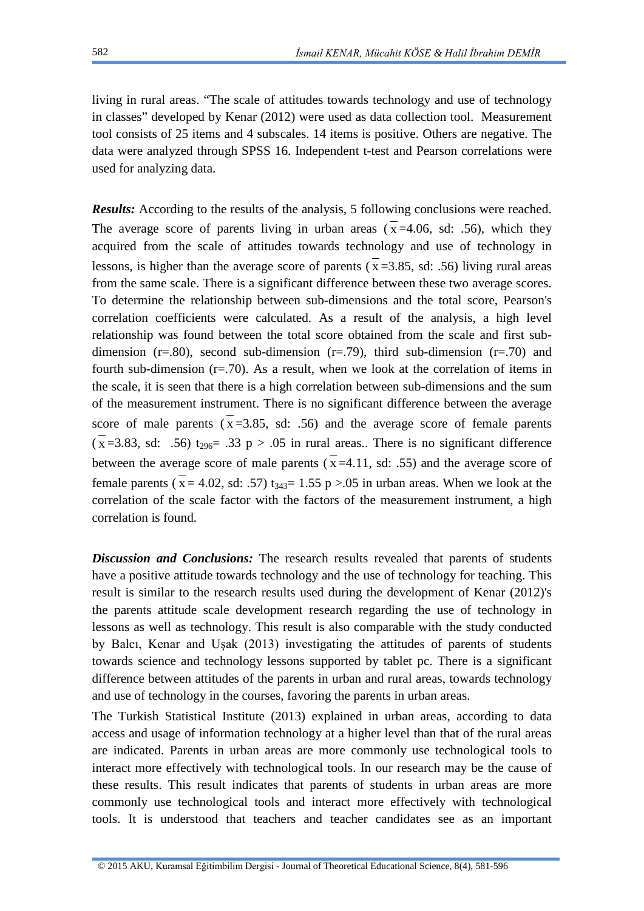living in rural areas. "The scale of attitudes towards technology and use of technology in classes" developed by Kenar (2012) were used as data collection tool. Measurement tool consists of 25 items and 4 subscales. 14 items is positive. Others are negative. The data were analyzed through SPSS 16. Independent t-test and Pearson correlations were used for analyzing data.

***Results:*** According to the results of the analysis, 5 following conclusions were reached. The average score of parents living in urban areas ($\bar{x}$=4.06, sd: .56), which they acquired from the scale of attitudes towards technology and use of technology in lessons, is higher than the average score of parents ($\bar{x}$=3.85, sd: .56) living rural areas from the same scale. There is a significant difference between these two average scores. To determine the relationship between sub-dimensions and the total score, Pearson's correlation coefficients were calculated. As a result of the analysis, a high level relationship was found between the total score obtained from the scale and first sub-dimension (r=.80), second sub-dimension (r=.79), third sub-dimension (r=.70) and fourth sub-dimension (r=.70). As a result, when we look at the correlation of items in the scale, it is seen that there is a high correlation between sub-dimensions and the sum of the measurement instrument. There is no significant difference between the average score of male parents ($\bar{x}$=3.85, sd: .56) and the average score of female parents ($\bar{x}$=3.83, sd: .56) $t_{296}$= .33 $p > .05$ in rural areas.. There is no significant difference between the average score of male parents ($\bar{x}$=4.11, sd: .55) and the average score of female parents ($\bar{x}$= 4.02, sd: .57) $t_{343}$= 1.55 $p > .05$ in urban areas. When we look at the correlation of the scale factor with the factors of the measurement instrument, a high correlation is found.

***Discussion and Conclusions:*** The research results revealed that parents of students have a positive attitude towards technology and the use of technology for teaching. This result is similar to the research results used during the development of Kenar (2012)'s the parents attitude scale development research regarding the use of technology in lessons as well as technology. This result is also comparable with the study conducted by Balcı, Kenar and Uşak (2013) investigating the attitudes of parents of students towards science and technology lessons supported by tablet pc. There is a significant difference between attitudes of the parents in urban and rural areas, towards technology and use of technology in the courses, favoring the parents in urban areas.

The Turkish Statistical Institute (2013) explained in urban areas, according to data access and usage of information technology at a higher level than that of the rural areas are indicated. Parents in urban areas are more commonly use technological tools to interact more effectively with technological tools. In our research may be the cause of these results. This result indicates that parents of students in urban areas are more commonly use technological tools and interact more effectively with technological tools. It is understood that teachers and teacher candidates see as an important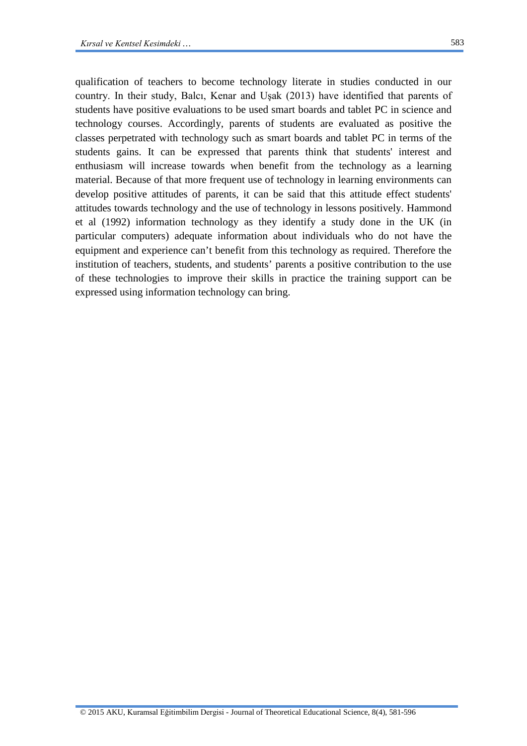qualification of teachers to become technology literate in studies conducted in our country. In their study, Balcı, Kenar and Uşak (2013) have identified that parents of students have positive evaluations to be used smart boards and tablet PC in science and technology courses. Accordingly, parents of students are evaluated as positive the classes perpetrated with technology such as smart boards and tablet PC in terms of the students gains. It can be expressed that parents think that students' interest and enthusiasm will increase towards when benefit from the technology as a learning material. Because of that more frequent use of technology in learning environments can develop positive attitudes of parents, it can be said that this attitude effect students' attitudes towards technology and the use of technology in lessons positively. Hammond et al (1992) information technology as they identify a study done in the UK (in particular computers) adequate information about individuals who do not have the equipment and experience can't benefit from this technology as required. Therefore the institution of teachers, students, and students' parents a positive contribution to the use of these technologies to improve their skills in practice the training support can be expressed using information technology can bring.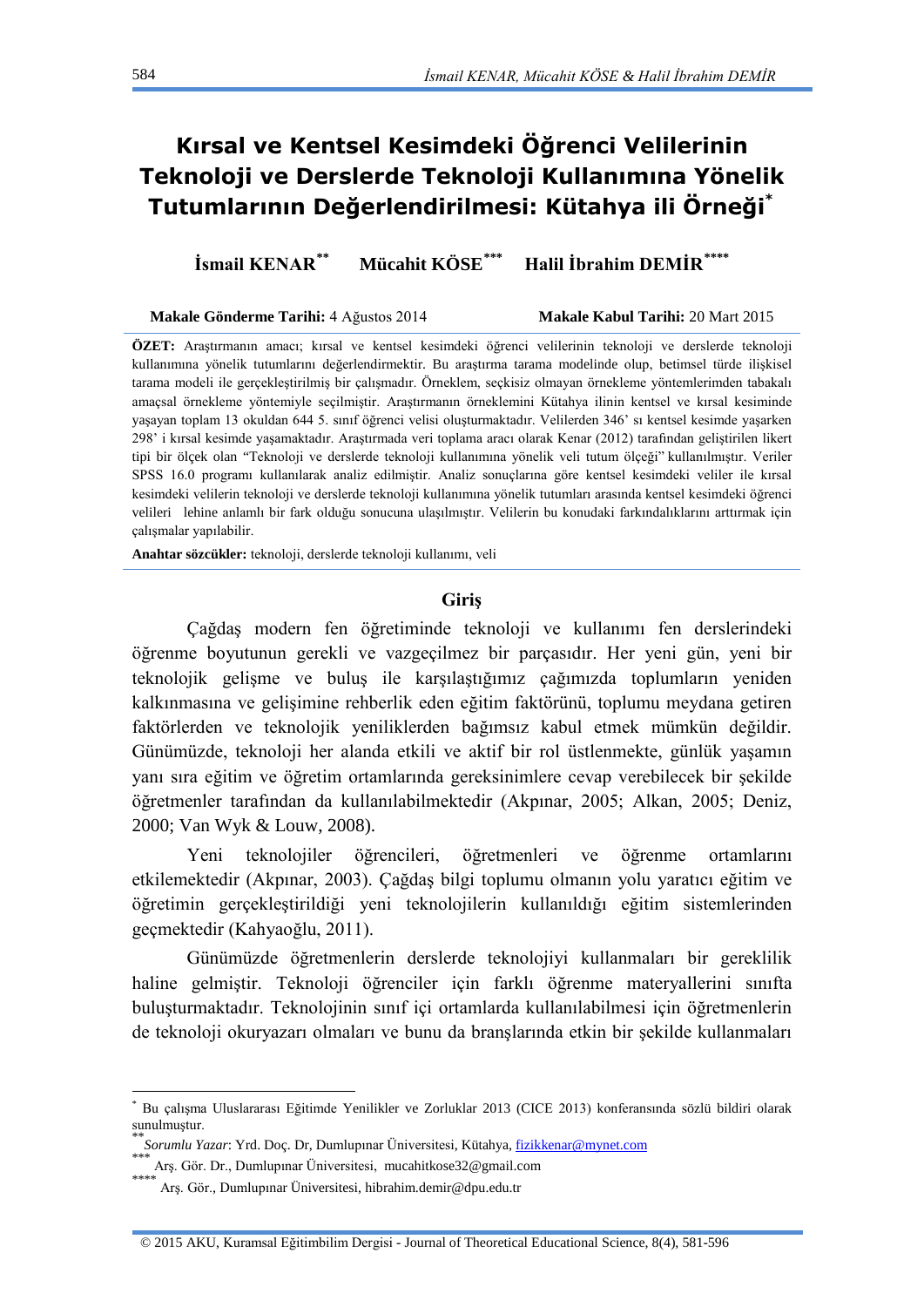# Kırsal ve Kentsel Kesimdeki Öğrenci Velilerinin Teknoloji ve Derslerde Teknoloji Kullanımına Yönelik Tutumlarının Değerlendirilmesi: Kütahya ili Örneği[*]

**İsmail KENAR**[**] **Mücahit KÖSE**[***] **Halil İbrahim DEMİR**[****]

**Makale Gönderme Tarihi:** 4 Ağustos 2014 **Makale Kabul Tarihi:** 20 Mart 2015

**ÖZET:** Araştırmanın amacı; kırsal ve kentsel kesimdeki öğrenci velilerinin teknoloji ve derslerde teknoloji kullanımına yönelik tutumlarını değerlendirmektir. Bu araştırma tarama modelinde olup, betimsel türde ilişkisel tarama modeli ile gerçekleştirilmiş bir çalışmadır. Örneklem, seçkisiz olmayan örnekleme yöntemlerimden tabakalı amaçsal örnekleme yöntemiyle seçilmiştir. Araştırmanın örneklemini Kütahya ilinin kentsel ve kırsal kesiminde yaşayan toplam 13 okuldan 644 5. sınıf öğrenci velisi oluşturmaktadır. Velilerden 346' sı kentsel kesimde yaşarken 298' i kırsal kesimde yaşamaktadır. Araştırmada veri toplama aracı olarak Kenar (2012) tarafından geliştirilen likert tipi bir ölçek olan "Teknoloji ve derslerde teknoloji kullanımına yönelik veli tutum ölçeği" kullanılmıştır. Veriler SPSS 16.0 programı kullanılarak analiz edilmiştir. Analiz sonuçlarına göre kentsel kesimdeki veliler ile kırsal kesimdeki velilerin teknoloji ve derslerde teknoloji kullanımına yönelik öğrenci tutumları arasında kentsel kesimdeki öğrenci velileri lehine anlamlı bir fark olduğu sonucuna ulaşılmıştır. Velilerin bu konudaki farkındalıklarını arttırmak için çalışmalar yapılabilir.

**Anahtar sözcükler:** teknoloji, derslerde teknoloji kullanımı, veli

## Giriş

Çağdaş modern fen öğretiminde teknoloji ve kullanımı fen derslerindeki öğrenme boyutunun gerekli ve vazgeçilmez bir parçasıdır. Her yeni gün, yeni bir teknolojik gelişme ve buluş ile karşılaştığımız çağımızda toplumların yeniden kalkınmasına ve gelişimine rehberlik eden eğitim faktörünü, toplumu meydana getiren faktörlerden ve teknolojik yeniliklerden bağımsız kabul etmek mümkün değildir. Günümüzde, teknoloji her alanda etkili ve aktif bir rol üstlenmekte, günlük yaşamın yanı sıra eğitim ve öğretim ortamlarında gereksinimlere cevap verebilecek bir şekilde öğretmenler tarafından da kullanılabilmektedir (Akpınar, 2005; Alkan, 2005; Deniz, 2000; Van Wyk & Louw, 2008).

Yeni teknolojiler öğrencileri, öğretmenleri ve öğrenme ortamlarını etkilemektedir (Akpınar, 2003). Çağdaş bilgi toplumu olmanın yolu yaratıcı eğitim ve öğretimin gerçekleştirildiği yeni teknolojilerin kullanıldığı eğitim sistemlerinden geçmektedir (Kahyaoğlu, 2011).

Günümüzde öğretmenlerin derslerde teknolojiyi kullanmaları bir gereklilik haline gelmiştir. Teknoloji öğrenciler için farklı öğrenme materyallerini sınıfta buluşturmaktadır. Teknolojinin sınıf içi ortamlarda kullanılabilmesi için öğretmenlerin de teknoloji okuryazarı olmaları ve bunu da branşlarında etkin bir şekilde kullanmaları

---

[*] Bu çalışma Uluslararası Eğitimde Yenilikler ve Zorluklar 2013 (CICE 2013) konferansında sözlü bildiri olarak sunulmuştur.

[**] *Sorumlu Yazar*: Yrd. Doç. Dr, Dumlupınar Üniversitesi, Kütahya, fizikkenar@mynet.com

[***] Arş. Gör. Dr., Dumlupınar Üniversitesi, mucahitkose32@gmail.com

[****] Arş. Gör., Dumlupınar Üniversitesi, hibrahim.demir@dpu.edu.tr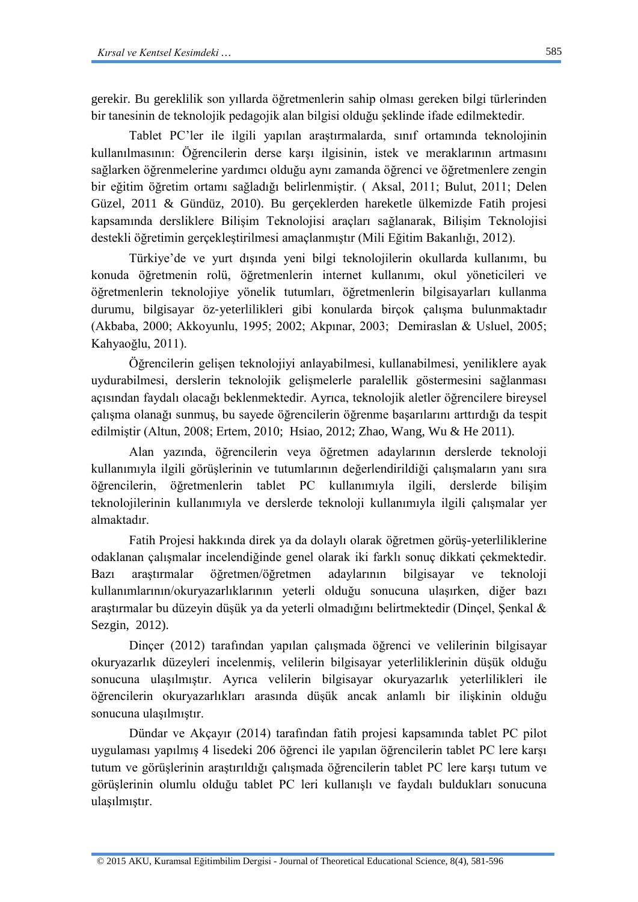gerekir. Bu gereklilik son yıllarda öğretmenlerin sahip olması gereken bilgi türlerinden bir tanesinin de teknolojik pedagojik alan bilgisi olduğu şeklinde ifade edilmektedir.

Tablet PC'ler ile ilgili yapılan araştırmalarda, sınıf ortamında teknolojinin kullanılmasının: Öğrencilerin derse karşı ilgisinin, istek ve meraklarının artmasını sağlarken öğrenmelerine yardımcı olduğu aynı zamanda öğrenci ve öğretmenlere zengin bir eğitim öğretim ortamı sağladığı belirlenmiştir. ( Aksal, 2011; Bulut, 2011; Delen Güzel, 2011 & Gündüz, 2010). Bu gerçeklerden hareketle ülkemizde Fatih projesi kapsamında dersliklere Bilişim Teknolojisi araçları sağlanarak, Bilişim Teknolojisi destekli öğretimin gerçekleştirilmesi amaçlanmıştır (Mili Eğitim Bakanlığı, 2012).

Türkiye'de ve yurt dışında yeni bilgi teknolojilerin okullarda kullanımı, bu konuda öğretmenin rolü, öğretmenlerin internet kullanımı, okul yöneticileri ve öğretmenlerin teknolojiye yönelik tutumları, öğretmenlerin bilgisayarları kullanma durumu, bilgisayar öz-yeterlilikleri gibi konularda birçok çalışma bulunmaktadır (Akbaba, 2000; Akkoyunlu, 1995; 2002; Akpınar, 2003; Demiraslan & Usluel, 2005; Kahyaoğlu, 2011).

Öğrencilerin gelişen teknolojiyi anlayabilmesi, kullanabilmesi, yeniliklere ayak uydurabilmesi, derslerin teknolojik gelişmelerle paralellik göstermesini sağlanması açısından faydalı olacağı beklenmektedir. Ayrıca, teknolojik aletler öğrencilere bireysel çalışma olanağı sunmuş, bu sayede öğrencilerin öğrenme başarılarını arttırdığı da tespit edilmiştir (Altun, 2008; Ertem, 2010; Hsiao, 2012; Zhao, Wang, Wu & He 2011).

Alan yazında, öğrencilerin veya öğretmen adaylarının derslerde teknoloji kullanımıyla ilgili görüşlerinin ve tutumlarının değerlendirildiği çalışmaların yanı sıra öğrencilerin, öğretmenlerin tablet PC kullanımıyla ilgili, derslerde bilişim teknolojilerinin kullanımıyla ve derslerde teknoloji kullanımıyla ilgili çalışmalar yer almaktadır.

Fatih Projesi hakkında direk ya da dolaylı olarak öğretmen görüş-yeterliliklerine odaklanan çalışmalar incelendiğinde genel olarak iki farklı sonuç dikkati çekmektedir. Bazı araştırmalar öğretmen/öğretmen adaylarının bilgisayar ve teknoloji kullanımlarının/okuryazarlıklarının yeterli olduğu sonucuna ulaşırken, diğer bazı araştırmalar bu düzeyin düşük ya da yeterli olmadığını belirtmektedir (Dinçel, Şenkal & Sezgin, 2012).

Dinçer (2012) tarafından yapılan çalışmada öğrenci ve velilerinin bilgisayar okuryazarlık düzeyleri incelenmiş, velilerin bilgisayar yeterliliklerinin düşük olduğu sonucuna ulaşılmıştır. Ayrıca velilerin bilgisayar okuryazarlık yeterlilikleri ile öğrencilerin okuryazarlıkları arasında düşük ancak anlamlı bir ilişkinin olduğu sonucuna ulaşılmıştır.

Dündar ve Akçayır (2014) tarafından fatih projesi kapsamında tablet PC pilot uygulaması yapılmış 4 lisedeki 206 öğrenci ile yapılan öğrencilerin tablet PC lere karşı tutum ve görüşlerinin araştırıldığı çalışmada öğrencilerin tablet PC lere karşı tutum ve görüşlerinin olumlu olduğu tablet PC leri kullanışlı ve faydalı buldukları sonucuna ulaşılmıştır.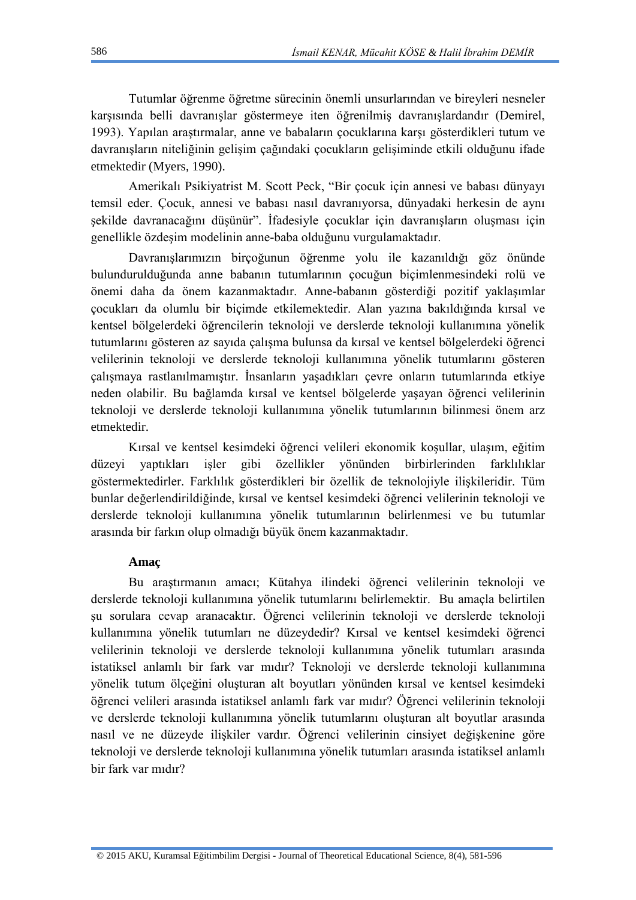Tutumlar öğrenme öğretme sürecinin önemli unsurlarından ve bireyleri nesneler karşısında belli davranışlar göstermeye iten öğrenilmiş davranışlardandır (Demirel, 1993). Yapılan araştırmalar, anne ve babaların çocuklarına karşı gösterdikleri tutum ve davranışların niteliğinin gelişim çağındaki çocukların gelişiminde etkili olduğunu ifade etmektedir (Myers, 1990).

Amerikalı Psikiyatrist M. Scott Peck, "Bir çocuk için annesi ve babası dünyayı temsil eder. Çocuk, annesi ve babası nasıl davranıyorsa, dünyadaki herkesin de aynı şekilde davranacağını düşünür". İfadesiyle çocuklar için davranışların oluşması için genellikle özdeşim modelinin anne-baba olduğunu vurgulamaktadır.

Davranışlarımızın birçoğunun öğrenme yolu ile kazanıldığı göz önünde bulundurulduğunda anne babanın tutumlarının çocuğun biçimlenmesindeki rolü ve önemi daha da önem kazanmaktadır. Anne-babanın gösterdiği pozitif yaklaşımlar çocukları da olumlu bir biçimde etkilemektedir. Alan yazına bakıldığında kırsal ve kentsel bölgelerdeki öğrencilerin teknoloji ve derslerde teknoloji kullanımına yönelik tutumlarını gösteren az sayıda çalışma bulunsa da kırsal ve kentsel bölgelerdeki öğrenci velilerinin teknoloji ve derslerde teknoloji kullanımına yönelik tutumlarını gösteren çalışmaya rastlanılmamıştır. İnsanların yaşadıkları çevre onların tutumlarında etkiye neden olabilir. Bu bağlamda kırsal ve kentsel bölgelerde yaşayan öğrenci velilerinin teknoloji ve derslerde teknoloji kullanımına yönelik tutumlarının bilinmesi önem arz etmektedir.

Kırsal ve kentsel kesimdeki öğrenci velileri ekonomik koşullar, ulaşım, eğitim düzeyi yaptıkları işler gibi özellikler yönünden birbirlerinden farklılıklar göstermektedirler. Farklılık gösterdikleri bir özellik de teknolojiyle ilişkileridir. Tüm bunlar değerlendirildiğinde, kırsal ve kentsel kesimdeki öğrenci velilerinin teknoloji ve derslerde teknoloji kullanımına yönelik tutumlarının belirlenmesi ve bu tutumlar arasında bir farkın olup olmadığı büyük önem kazanmaktadır.

**Amaç**

Bu araştırmanın amacı; Kütahya ilindeki öğrenci velilerinin teknoloji ve derslerde teknoloji kullanımına yönelik tutumlarını belirlemektir. Bu amaçla belirtilen şu sorulara cevap aranacaktır. Öğrenci velilerinin teknoloji ve derslerde teknoloji kullanımına yönelik tutumları ne düzeydedir? Kırsal ve kentsel kesimdeki öğrenci velilerinin teknoloji ve derslerde teknoloji kullanımına yönelik tutumları arasında istatiksel anlamlı bir fark var mıdır? Teknoloji ve derslerde teknoloji kullanımına yönelik tutum ölçeğini oluşturan alt boyutları yönünden kırsal ve kentsel kesimdeki öğrenci velileri arasında istatiksel anlamlı fark var mıdır? Öğrenci velilerinin teknoloji ve derslerde teknoloji kullanımına yönelik tutumlarını oluşturan alt boyutlar arasında nasıl ve ne düzeyde ilişkiler vardır. Öğrenci velilerinin cinsiyet değişkenine göre teknoloji ve derslerde teknoloji kullanımına yönelik tutumları arasında istatiksel anlamlı bir fark var mıdır?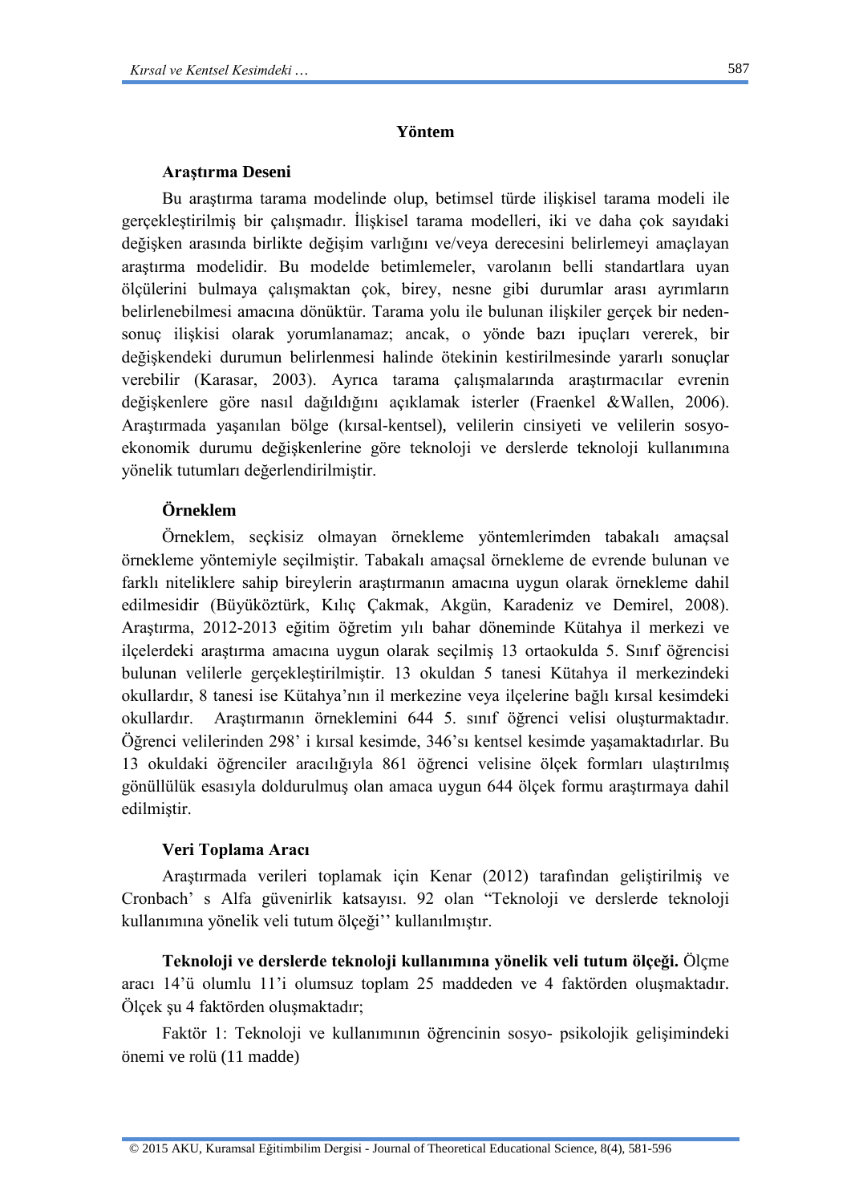## Yöntem

### Araştırma Deseni

Bu araştırma tarama modelinde olup, betimsel türde ilişkisel tarama modeli ile gerçekleştirilmiş bir çalışmadır. İlişkisel tarama modelleri, iki ve daha çok sayıdaki değişken arasında birlikte değişim varlığını ve/veya derecesini belirlemeyi amaçlayan araştırma modelidir. Bu modelde betimlemeler, varolanın belli standartlara uyan ölçülerini bulmaya çalışmaktan çok, birey, nesne gibi durumlar arası ayrımların belirlenebilmesi amacına dönüktür. Tarama yolu ile bulunan ilişkiler gerçek bir neden-sonuç ilişkisi olarak yorumlanamaz; ancak, o yönde bazı ipuçları vererek, bir değişkendeki durumun belirlenmesi halinde ötekinin kestirilmesinde yararlı sonuçlar verebilir (Karasar, 2003). Ayrıca tarama çalışmalarında araştırmacılar evrenin değişkenlere göre nasıl dağıldığını açıklamak isterler (Fraenkel &Wallen, 2006). Araştırmada yaşanılan bölge (kırsal-kentsel), velilerin cinsiyeti ve velilerin sosyo-ekonomik durumu değişkenlerine göre teknoloji ve derslerde teknoloji kullanımına yönelik tutumları değerlendirilmiştir.

### Örneklem

Örneklem, seçkisiz olmayan örnekleme yöntemlerimden tabakalı amaçsal örnekleme yöntemiyle seçilmiştir. Tabakalı amaçsal örnekleme de evrende bulunan ve farklı niteliklere sahip bireylerin araştırmanın amacına uygun olarak örnekleme dahil edilmesidir (Büyüköztürk, Kılıç Çakmak, Akgün, Karadeniz ve Demirel, 2008). Araştırma, 2012-2013 eğitim öğretim yılı bahar döneminde Kütahya il merkezi ve ilçelerdeki araştırma amacına uygun olarak seçilmiş 13 ortaokulda 5. Sınıf öğrencisi bulunan velilerle gerçekleştirilmiştir. 13 okuldan 5 tanesi Kütahya il merkezindeki okullardır, 8 tanesi ise Kütahya'nın il merkezine veya ilçelerine bağlı kırsal kesimdeki okullardır. Araştırmanın örneklemini 644 5. sınıf öğrenci velisi oluşturmaktadır. Öğrenci velilerinden 298' i kırsal kesimde, 346'sı kentsel kesimde yaşamaktadırlar. Bu 13 okuldaki öğrenciler aracılığıyla 861 öğrenci velisine ölçek formları ulaştırılmış gönüllülük esasıyla doldurulmuş olan amaca uygun 644 ölçek formu araştırmaya dahil edilmiştir.

### Veri Toplama Aracı

Araştırmada verileri toplamak için Kenar (2012) tarafından geliştirilmiş ve Cronbach' s Alfa güvenirlik katsayısı. 92 olan "Teknoloji ve derslerde teknoloji kullanımına yönelik veli tutum ölçeği'' kullanılmıştır.

**Teknoloji ve derslerde teknoloji kullanımına yönelik veli tutum ölçeği.** Ölçme aracı 14'ü olumlu 11'i olumsuz toplam 25 maddeden ve 4 faktörden oluşmaktadır. Ölçek şu 4 faktörden oluşmaktadır;

Faktör 1: Teknoloji ve kullanımının öğrencinin sosyo- psikolojik gelişimindeki önemi ve rolü (11 madde)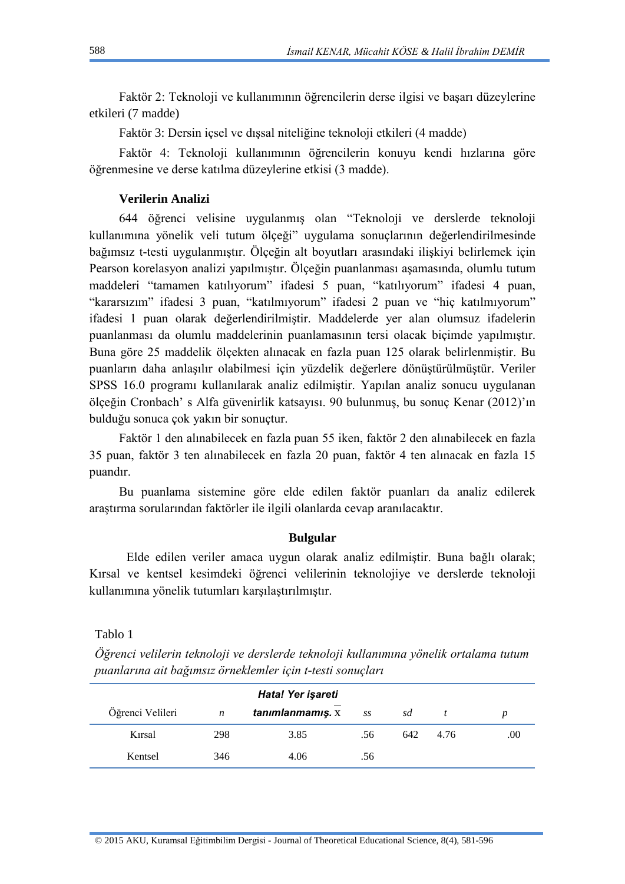Faktör 2: Teknoloji ve kullanımının öğrencilerin derse ilgisi ve başarı düzeylerine etkileri (7 madde)

Faktör 3: Dersin içsel ve dışsal niteliğine teknoloji etkileri (4 madde)

Faktör 4: Teknoloji kullanımının öğrencilerin konuyu kendi hızlarına göre öğrenmesine ve derse katılma düzeylerine etkisi (3 madde).

### Verilerin Analizi

644 öğrenci velisine uygulanmış olan "Teknoloji ve derslerde teknoloji kullanımına yönelik veli tutum ölçeği" uygulama sonuçlarının değerlendirilmesinde bağımsız t-testi uygulanmıştır. Ölçeğin alt boyutları arasındaki ilişkiyi belirlemek için Pearson korelasyon analizi yapılmıştır. Ölçeğin puanlanması aşamasında, olumlu tutum maddeleri "tamamen katılıyorum" ifadesi 5 puan, "katılıyorum" ifadesi 4 puan, "kararsızım" ifadesi 3 puan, "katılmıyorum" ifadesi 2 puan ve "hiç katılmıyorum" ifadesi 1 puan olarak değerlendirilmiştir. Maddelerde yer alan olumsuz ifadelerin puanlanması da olumlu maddelerinin puanlamasının tersi olacak biçimde yapılmıştır. Buna göre 25 maddelik ölçekten alınacak en fazla puan 125 olarak belirlenmiştir. Bu puanların daha anlaşılır olabilmesi için yüzdelik değerlere dönüştürülmüştür. Veriler SPSS 16.0 programı kullanılarak analiz edilmiştir. Yapılan analiz sonucu uygulanan ölçeğin Cronbach' s Alfa güvenirlik katsayısı. 90 bulunmuş, bu sonuç Kenar (2012)'ın bulduğu sonuca çok yakın bir sonuçtur.

Faktör 1 den alınabilecek en fazla puan 55 iken, faktör 2 den alınabilecek en fazla 35 puan, faktör 3 ten alınabilecek en fazla 20 puan, faktör 4 ten alınacak en fazla 15 puandır.

Bu puanlama sistemine göre elde edilen faktör puanları da analiz edilerek araştırma sorularından faktörler ile ilgili olanlarda cevap aranılacaktır.

## Bulgular

Elde edilen veriler amaca uygun olarak analiz edilmiştir. Buna bağlı olarak; Kırsal ve kentsel kesimdeki öğrenci velilerinin teknolojiye ve derslerde teknoloji kullanımına yönelik tutumları karşılaştırılmıştır.

Tablo 1

*Öğrenci velilerin teknoloji ve derslerde teknoloji kullanımına yönelik ortalama tutum puanlarına ait bağımsız örneklemler için t-testi sonuçları*

| Öğrenci Velileri | *n* | **Hata! Yer işareti tanımlanmamış.** $\overline{X}$ | *ss* | *sd* | *t* | *p* |
|---|---|---|---|---|---|---|
| Kırsal | 298 | 3.85 | .56 | 642 | 4.76 | .00 |
| Kentsel | 346 | 4.06 | .56 | | | |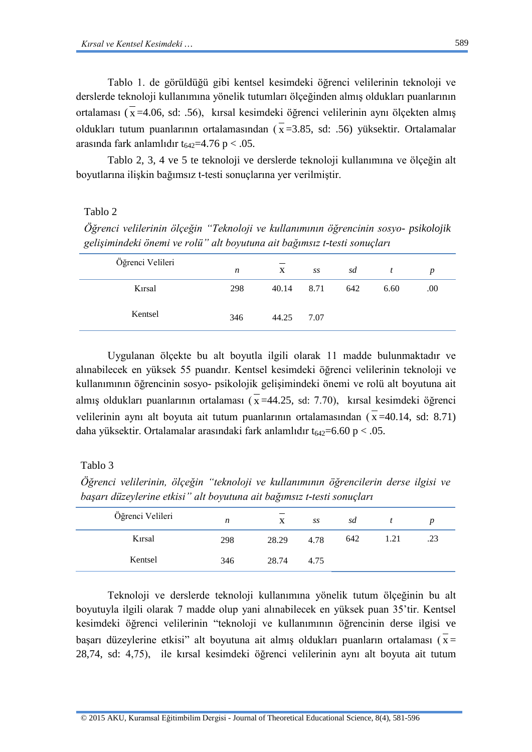Tablo 1. de görüldüğü gibi kentsel kesimdeki öğrenci velilerinin teknoloji ve derslerde teknoloji kullanımına yönelik tutumları ölçeğinden almış oldukları puanlarının ortalaması ($\bar{x}$=4.06, sd: .56), kırsal kesimdeki öğrenci velilerinin aynı ölçekten almış oldukları tutum puanlarının ortalamasından ($\bar{x}$=3.85, sd: .56) yüksektir. Ortalamalar arasında fark anlamlıdır $t_{642}$=4.76 $p < .05$.

Tablo 2, 3, 4 ve 5 te teknoloji ve derslerde teknoloji kullanımına ve ölçeğin alt boyutlarına ilişkin bağımsız t-testi sonuçlarına yer verilmiştir.

Tablo 2

*Öğrenci velilerinin ölçeğin "Teknoloji ve kullanımının öğrencinin sosyo- psikolojik gelişimindeki önemi ve rolü" alt boyutuna ait bağımsız t-testi sonuçları*

| Öğrenci Velileri | *n* | $\bar{x}$ | *ss* | *sd* | *t* | *p* |
|---|---|---|---|---|---|---|
| Kırsal | 298 | 40.14 | 8.71 | 642 | 6.60 | .00 |
| Kentsel | 346 | 44.25 | 7.07 | | | |

Uygulanan ölçekte bu alt boyutla ilgili olarak 11 madde bulunmaktadır ve alınabilecek en yüksek 55 puandır. Kentsel kesimdeki öğrenci velilerinin teknoloji ve kullanımının öğrencinin sosyo- psikolojik gelişimindeki önemi ve rolü alt boyutuna ait almış oldukları puanlarının ortalaması ($\bar{x}$=44.25, sd: 7.70), kırsal kesimdeki öğrenci velilerinin aynı alt boyuta ait tutum puanlarının ortalamasından ($\bar{x}$=40.14, sd: 8.71) daha yüksektir. Ortalamalar arasındaki fark anlamlıdır $t_{642}$=6.60 $p < .05$.

Tablo 3

*Öğrenci velilerinin, ölçeğin "teknoloji ve kullanımının öğrencilerin derse ilgisi ve başarı düzeylerine etkisi" alt boyutuna ait bağımsız t-testi sonuçları*

| Öğrenci Velileri | *n* | $\bar{x}$ | *ss* | *sd* | *t* | *p* |
|---|---|---|---|---|---|---|
| Kırsal | 298 | 28.29 | 4.78 | 642 | 1.21 | .23 |
| Kentsel | 346 | 28.74 | 4.75 | | | |

Teknoloji ve derslerde teknoloji kullanımına yönelik tutum ölçeğinin bu alt boyutuyla ilgili olarak 7 madde olup yani alınabilecek en yüksek puan 35'tir. Kentsel kesimdeki öğrenci velilerinin "teknoloji ve kullanımının öğrencinin derse ilgisi ve başarı düzeylerine etkisi" alt boyutuna ait almış oldukları puanların ortalaması ($\bar{x}$= 28,74, sd: 4,75), ile kırsal kesimdeki öğrenci velilerinin aynı alt boyuta ait tutum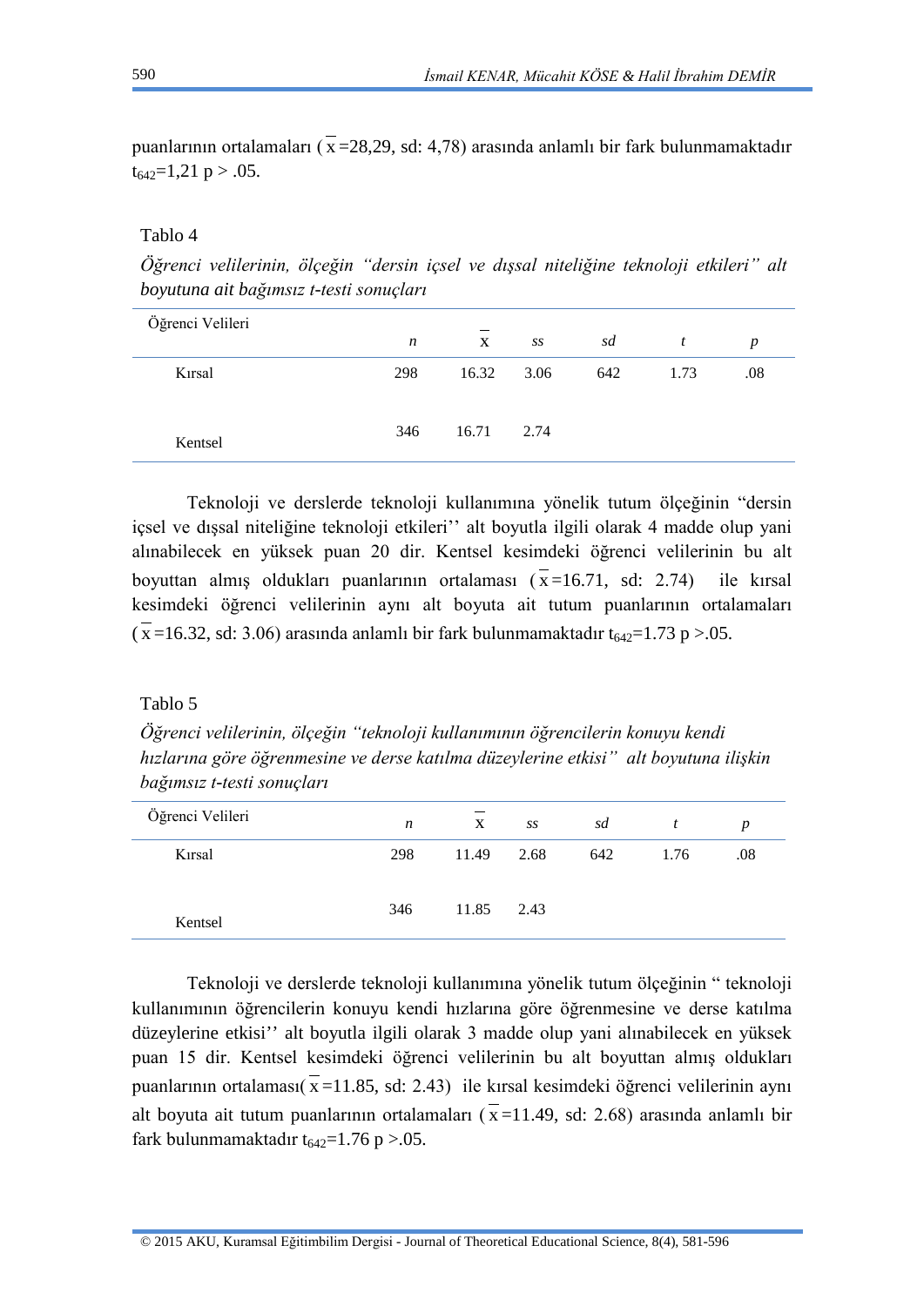puanlarının ortalamaları ($\overline{x}$=28,29, sd: 4,78) arasında anlamlı bir fark bulunmamaktadır $t_{642}$=1,21 $p > .05$.

Tablo 4

*Öğrenci velilerinin, ölçeğin "dersin içsel ve dışsal niteliğine teknoloji etkileri" alt boyutuna ait bağımsız t-testi sonuçları*

| Öğrenci Velileri | *n* | $\overline{x}$ | *ss* | *sd* | *t* | *p* |
|---|---|---|---|---|---|---|
| Kırsal | 298 | 16.32 | 3.06 | 642 | 1.73 | .08 |
| Kentsel | 346 | 16.71 | 2.74 | | | |

Teknoloji ve derslerde teknoloji kullanımına yönelik tutum ölçeğinin "dersin içsel ve dışsal niteliğine teknoloji etkileri'' alt boyutla ilgili olarak 4 madde olup yani alınabilecek en yüksek puan 20 dir. Kentsel kesimdeki öğrenci velilerinin bu alt boyuttan almış oldukları puanlarının ortalaması ($\overline{x}$=16.71, sd: 2.74) ile kırsal kesimdeki öğrenci velilerinin aynı alt boyuta ait tutum puanlarının ortalamaları ($\overline{x}$=16.32, sd: 3.06) arasında anlamlı bir fark bulunmamaktadır $t_{642}$=1.73 $p >.05$.

Tablo 5

*Öğrenci velilerinin, ölçeğin "teknoloji kullanımının öğrencilerin konuyu kendi hızlarına göre öğrenmesine ve derse katılma düzeylerine etkisi" alt boyutuna ilişkin bağımsız t-testi sonuçları*

| Öğrenci Velileri | *n* | $\overline{x}$ | *ss* | *sd* | *t* | *p* |
|---|---|---|---|---|---|---|
| Kırsal | 298 | 11.49 | 2.68 | 642 | 1.76 | .08 |
| Kentsel | 346 | 11.85 | 2.43 | | | |

Teknoloji ve derslerde teknoloji kullanımına yönelik tutum ölçeğinin " teknoloji kullanımının öğrencilerin konuyu kendi hızlarına göre öğrenmesine ve derse katılma düzeylerine etkisi'' alt boyutla ilgili olarak 3 madde olup yani alınabilecek en yüksek puan 15 dir. Kentsel kesimdeki öğrenci velilerinin bu alt boyuttan almış oldukları puanlarının ortalaması($\overline{x}$=11.85, sd: 2.43) ile kırsal kesimdeki öğrenci velilerinin aynı alt boyuta ait tutum puanlarının ortalamaları ($\overline{x}$=11.49, sd: 2.68) arasında anlamlı bir fark bulunmamaktadır $t_{642}$=1.76 $p >.05$.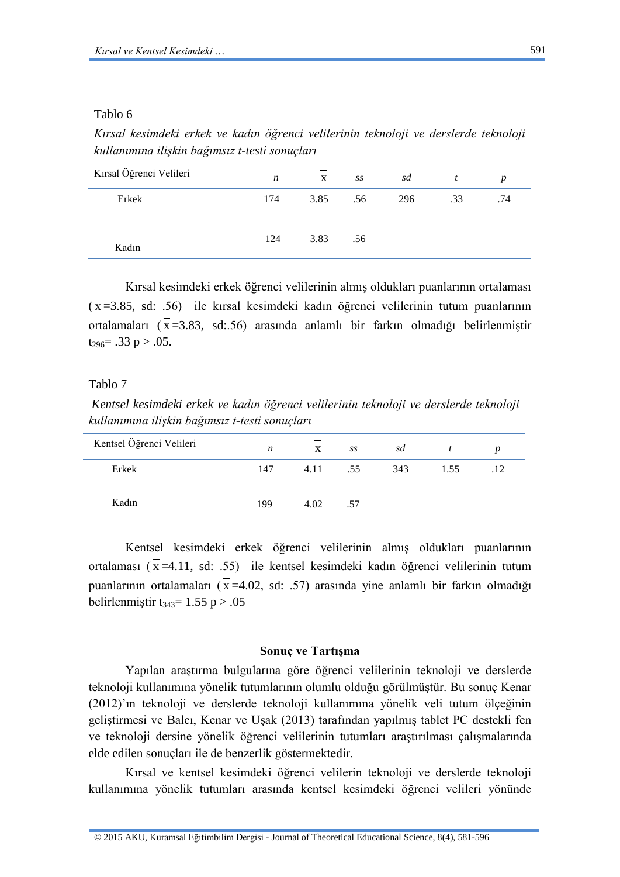Tablo 6

*Kırsal kesimdeki erkek ve kadın öğrenci velilerinin teknoloji ve derslerde teknoloji kullanımına ilişkin bağımsız t-testi sonuçları*

| Kırsal Öğrenci Velileri | *n* | $\bar{x}$ | *ss* | *sd* | *t* | *p* |
|---|---|---|---|---|---|---|
| Erkek | 174 | 3.85 | .56 | 296 | .33 | .74 |
| Kadın | 124 | 3.83 | .56 | | | |

Kırsal kesimdeki erkek öğrenci velilerinin almış oldukları puanlarının ortalaması ($\bar{x}$=3.85, sd: .56) ile kırsal kesimdeki kadın öğrenci velilerinin tutum puanlarının ortalamaları ($\bar{x}$=3.83, sd:.56) arasında anlamlı bir farkın olmadığı belirlenmiştir $t_{296}$= .33 p > .05.

Tablo 7

*Kentsel kesimdeki erkek ve kadın öğrenci velilerinin teknoloji ve derslerde teknoloji kullanımına ilişkin bağımsız t-testi sonuçları*

| Kentsel Öğrenci Velileri | *n* | $\bar{x}$ | *ss* | *sd* | *t* | *p* |
|---|---|---|---|---|---|---|
| Erkek | 147 | 4.11 | .55 | 343 | 1.55 | .12 |
| Kadın | 199 | 4.02 | .57 | | | |

Kentsel kesimdeki erkek öğrenci velilerinin almış oldukları puanlarının ortalaması ($\bar{x}$=4.11, sd: .55) ile kentsel kesimdeki kadın öğrenci velilerinin tutum puanlarının ortalamaları ($\bar{x}$=4.02, sd: .57) arasında yine anlamlı bir farkın olmadığı belirlenmiştir $t_{343}$= 1.55 p > .05

## Sonuç ve Tartışma

Yapılan araştırma bulgularına göre öğrenci velilerinin teknoloji ve derslerde teknoloji kullanımına yönelik tutumlarının olumlu olduğu görülmüştür. Bu sonuç Kenar (2012)'ın teknoloji ve derslerde teknoloji kullanımına yönelik veli tutum ölçeğinin geliştirmesi ve Balcı, Kenar ve Uşak (2013) tarafından yapılmış tablet PC destekli fen ve teknoloji dersine yönelik öğrenci velilerinin tutumları araştırılması çalışmalarında elde edilen sonuçları ile de benzerlik göstermektedir.

Kırsal ve kentsel kesimdeki öğrenci velilerin teknoloji ve derslerde teknoloji kullanımına yönelik tutumları arasında kentsel kesimdeki öğrenci velileri yönünde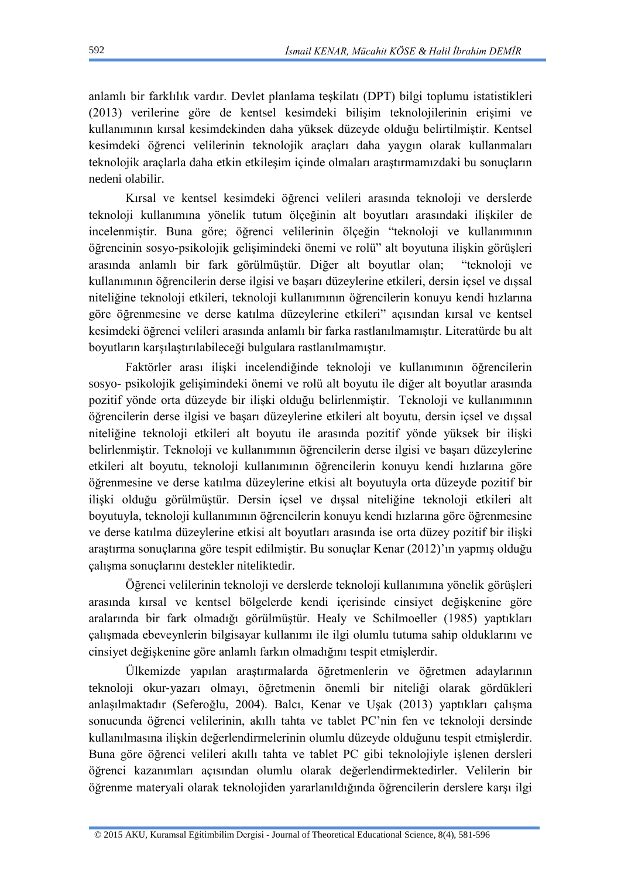anlamlı bir farklılık vardır. Devlet planlama teşkilatı (DPT) bilgi toplumu istatistikleri (2013) verilerine göre de kentsel kesimdeki bilişim teknolojilerinin erişimi ve kullanımının kırsal kesimdekinden daha yüksek düzeyde olduğu belirtilmiştir. Kentsel kesimdeki öğrenci velilerinin teknolojik araçları daha yaygın olarak kullanmaları teknolojik araçlarla daha etkin etkileşim içinde olmaları araştırmamızdaki bu sonuçların nedeni olabilir.

Kırsal ve kentsel kesimdeki öğrenci velileri arasında teknoloji ve derslerde teknoloji kullanımına yönelik tutum ölçeğinin alt boyutları arasındaki ilişkiler de incelenmiştir. Buna göre; öğrenci velilerinin ölçeğin "teknoloji ve kullanımının öğrencinin sosyo-psikolojik gelişimindeki önemi ve rolü" alt boyutuna ilişkin görüşleri arasında anlamlı bir fark görülmüştür. Diğer alt boyutlar olan; "teknoloji ve kullanımının öğrencilerin derse ilgisi ve başarı düzeylerine etkileri, dersin içsel ve dışsal niteliğine teknoloji etkileri, teknoloji kullanımının öğrencilerin konuyu kendi hızlarına göre öğrenmesine ve derse katılma düzeylerine etkileri" açısından kırsal ve kentsel kesimdeki öğrenci velileri arasında anlamlı bir farka rastlanılmamıştır. Literatürde bu alt boyutların karşılaştırılabileceği bulgulara rastlanılmamıştır.

Faktörler arası ilişki incelendiğinde teknoloji ve kullanımının öğrencilerin sosyo- psikolojik gelişimindeki önemi ve rolü alt boyutu ile diğer alt boyutlar arasında pozitif yönde orta düzeyde bir ilişki olduğu belirlenmiştir. Teknoloji ve kullanımının öğrencilerin derse ilgisi ve başarı düzeylerine etkileri alt boyutu, dersin içsel ve dışsal niteliğine teknoloji etkileri alt boyutu ile arasında pozitif yönde yüksek bir ilişki belirlenmiştir. Teknoloji ve kullanımının öğrencilerin derse ilgisi ve başarı düzeylerine etkileri alt boyutu, teknoloji kullanımının öğrencilerin konuyu kendi hızlarına göre öğrenmesine ve derse katılma düzeylerine etkisi alt boyutuyla orta düzeyde pozitif bir ilişki olduğu görülmüştür. Dersin içsel ve dışsal niteliğine teknoloji etkileri alt boyutuyla, teknoloji kullanımının öğrencilerin konuyu kendi hızlarına göre öğrenmesine ve derse katılma düzeylerine etkisi alt boyutları arasında ise orta düzey pozitif bir ilişki araştırma sonuçlarına göre tespit edilmiştir. Bu sonuçlar Kenar (2012)'ın yapmış olduğu çalışma sonuçlarını destekler niteliktedir.

Öğrenci velilerinin teknoloji ve derslerde teknoloji kullanımına yönelik görüşleri arasında kırsal ve kentsel bölgelerde kendi içerisinde cinsiyet değişkenine göre aralarında bir fark olmadığı görülmüştür. Healy ve Schilmoeller (1985) yaptıkları çalışmada ebeveynlerin bilgisayar kullanımı ile ilgi olumlu tutuma sahip olduklarını ve cinsiyet değişkenine göre anlamlı farkın olmadığını tespit etmişlerdir.

Ülkemizde yapılan araştırmalarda öğretmenlerin ve öğretmen adaylarının teknoloji okur-yazarı olmayı, öğretmenin önemli bir niteliği olarak gördükleri anlaşılmaktadır (Seferoğlu, 2004). Balcı, Kenar ve Uşak (2013) yaptıkları çalışma sonucunda öğrenci velilerinin, akıllı tahta ve tablet PC'nin fen ve teknoloji dersinde kullanılmasına ilişkin değerlendirmelerinin olumlu düzeyde olduğunu tespit etmişlerdir. Buna göre öğrenci velileri akıllı tahta ve tablet PC gibi teknolojiyle işlenen dersleri öğrenci kazanımları açısından olumlu olarak değerlendirmektedirler. Velilerin bir öğrenme materyali olarak teknolojiden yararlanıldığında öğrencilerin derslere karşı ilgi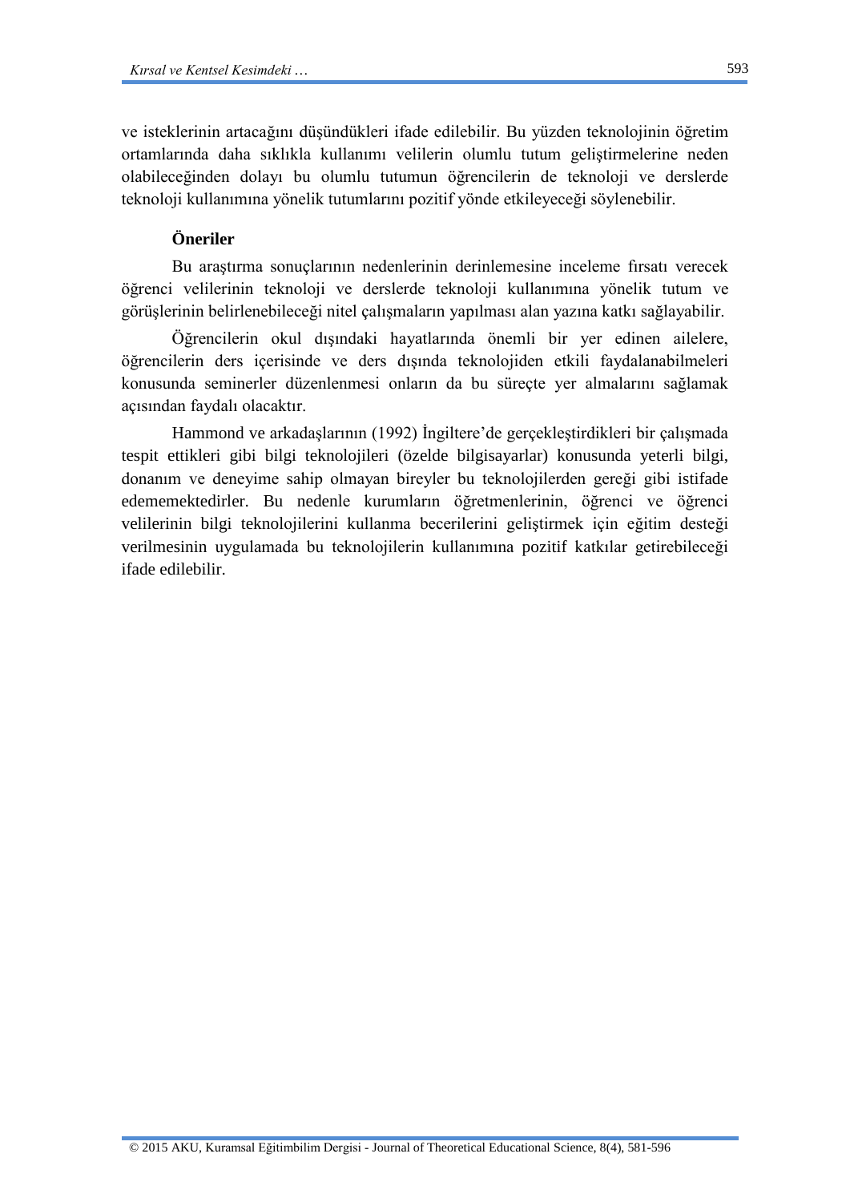ve isteklerinin artacağını düşündükleri ifade edilebilir. Bu yüzden teknolojinin öğretim ortamlarında daha sıklıkla kullanımı velilerin olumlu tutum geliştirmelerine neden olabileceğinden dolayı bu olumlu tutumun öğrencilerin de teknoloji ve derslerde teknoloji kullanımına yönelik tutumlarını pozitif yönde etkileyeceği söylenebilir.

**Öneriler**

Bu araştırma sonuçlarının nedenlerinin derinlemesine inceleme fırsatı verecek öğrenci velilerinin teknoloji ve derslerde teknoloji kullanımına yönelik tutum ve görüşlerinin belirlenebileceği nitel çalışmaların yapılması alan yazına katkı sağlayabilir.

Öğrencilerin okul dışındaki hayatlarında önemli bir yer edinen ailelere, öğrencilerin ders içerisinde ve ders dışında teknolojiden etkili faydalanabilmeleri konusunda seminerler düzenlenmesi onların da bu süreçte yer almalarını sağlamak açısından faydalı olacaktır.

Hammond ve arkadaşlarının (1992) İngiltere'de gerçekleştirdikleri bir çalışmada tespit ettikleri gibi bilgi teknolojileri (özelde bilgisayarlar) konusunda yeterli bilgi, donanım ve deneyime sahip olmayan bireyler bu teknolojilerden gereği gibi istifade edememektedirler. Bu nedenle kurumların öğretmenlerinin, öğrenci ve öğrenci velilerinin bilgi teknolojilerini kullanma becerilerini geliştirmek için eğitim desteği verilmesinin uygulamada bu teknolojilerin kullanımına pozitif katkılar getirebileceği ifade edilebilir.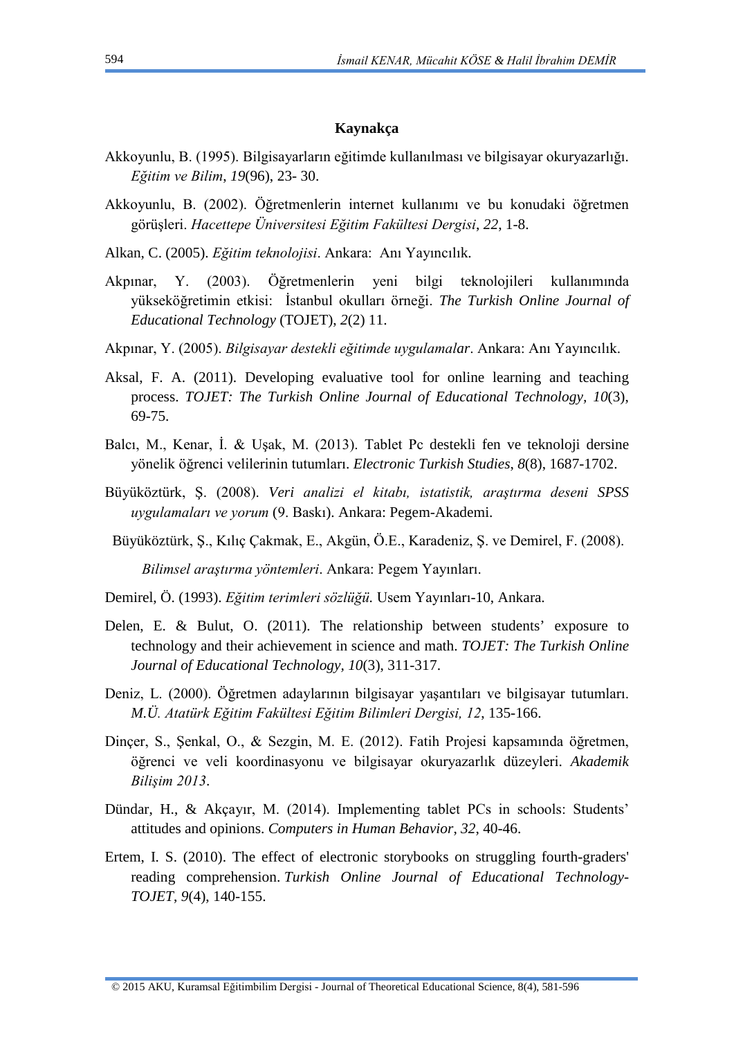**Kaynakça**

Akkoyunlu, B. (1995). Bilgisayarların eğitimde kullanılması ve bilgisayar okuryazarlığı. *Eğitim ve Bilim*, *19*(96), 23- 30.

Akkoyunlu, B. (2002). Öğretmenlerin internet kullanımı ve bu konudaki öğretmen görüşleri. *Hacettepe Üniversitesi Eğitim Fakültesi Dergisi*, *22*, 1-8.

Alkan, C. (2005). *Eğitim teknolojisi*. Ankara: Anı Yayıncılık.

Akpınar, Y. (2003). Öğretmenlerin yeni bilgi teknolojileri kullanımında yükseköğretimin etkisi: İstanbul okulları örneği. *The Turkish Online Journal of Educational Technology* (TOJET), *2*(2) 11.

Akpınar, Y. (2005). *Bilgisayar destekli eğitimde uygulamalar*. Ankara: Anı Yayıncılık.

Aksal, F. A. (2011). Developing evaluative tool for online learning and teaching process. *TOJET: The Turkish Online Journal of Educational Technology, 10*(3), 69-75.

Balcı, M., Kenar, İ. & Uşak, M. (2013). Tablet Pc destekli fen ve teknoloji dersine yönelik öğrenci velilerinin tutumları. *Electronic Turkish Studies*, *8*(8), 1687-1702.

Büyüköztürk, Ş. (2008). *Veri analizi el kitabı, istatistik, araştırma deseni SPSS uygulamaları ve yorum* (9. Baskı). Ankara: Pegem-Akademi.

Büyüköztürk, Ş., Kılıç Çakmak, E., Akgün, Ö.E., Karadeniz, Ş. ve Demirel, F. (2008). *Bilimsel araştırma yöntemleri*. Ankara: Pegem Yayınları.

Demirel, Ö. (1993). *Eğitim terimleri sözlüğü.* Usem Yayınları-10, Ankara.

Delen, E. & Bulut, O. (2011). The relationship between students' exposure to technology and their achievement in science and math. *TOJET: The Turkish Online Journal of Educational Technology, 10*(3), 311-317.

Deniz, L. (2000). Öğretmen adaylarının bilgisayar yaşantıları ve bilgisayar tutumları. *M.Ü. Atatürk Eğitim Fakültesi Eğitim Bilimleri Dergisi, 12*, 135-166.

Dinçer, S., Şenkal, O., & Sezgin, M. E. (2012). Fatih Projesi kapsamında öğretmen, öğrenci ve veli koordinasyonu ve bilgisayar okuryazarlık düzeyleri. *Akademik Bilişim 2013*.

Dündar, H., & Akçayır, M. (2014). Implementing tablet PCs in schools: Students' attitudes and opinions. *Computers in Human Behavior*, *32*, 40-46.

Ertem, I. S. (2010). The effect of electronic storybooks on struggling fourth-graders' reading comprehension. *Turkish Online Journal of Educational Technology-TOJET*, *9*(4), 140-155.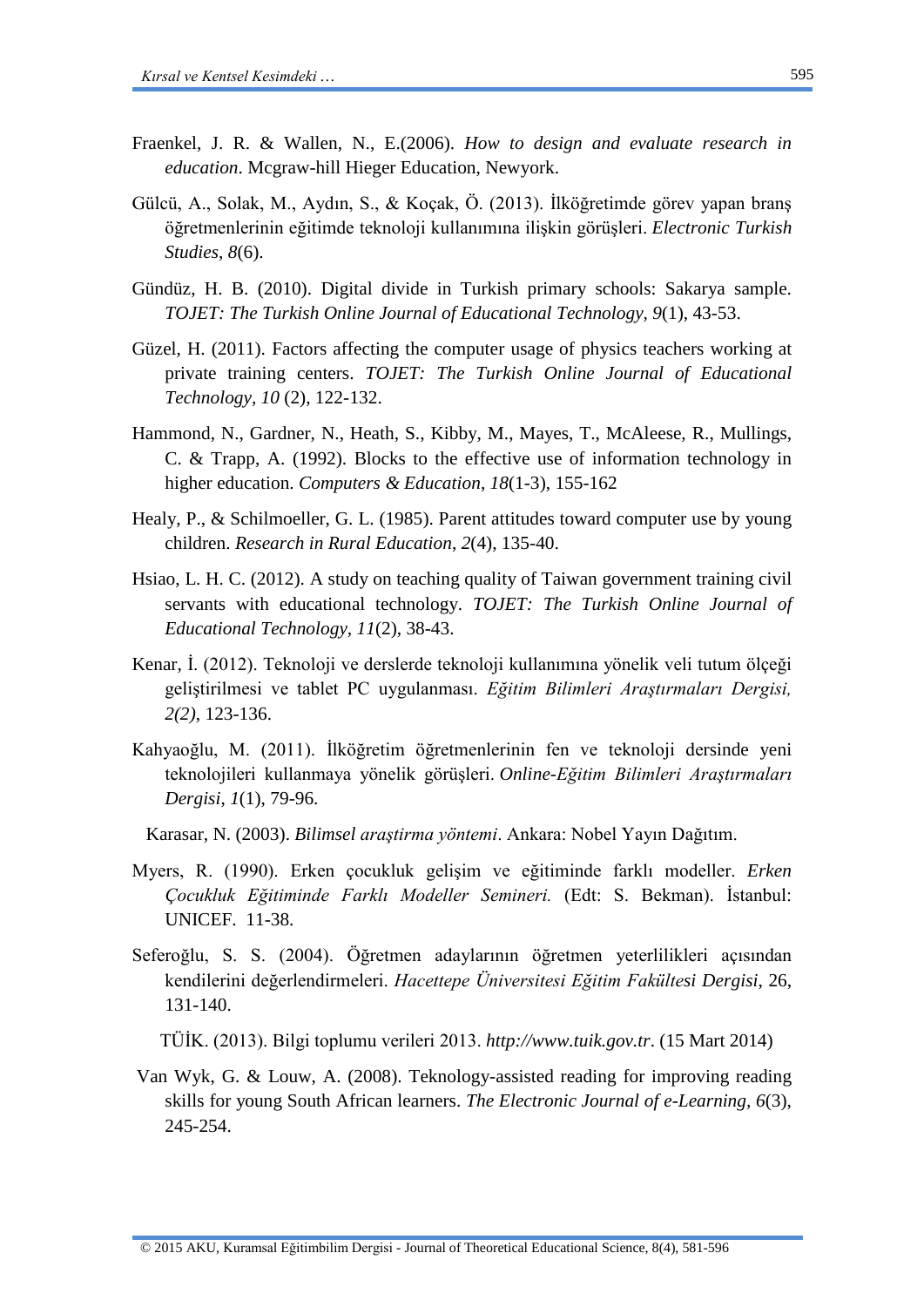Fraenkel, J. R. & Wallen, N., E.(2006). *How to design and evaluate research in education*. Mcgraw-hill Hieger Education, Newyork.

Gülcü, A., Solak, M., Aydın, S., & Koçak, Ö. (2013). İlköğretimde görev yapan branş öğretmenlerinin eğitimde teknoloji kullanımına ilişkin görüşleri. *Electronic Turkish Studies*, *8*(6).

Gündüz, H. B. (2010). Digital divide in Turkish primary schools: Sakarya sample. *TOJET: The Turkish Online Journal of Educational Technology, 9*(1), 43-53.

Güzel, H. (2011). Factors affecting the computer usage of physics teachers working at private training centers. *TOJET: The Turkish Online Journal of Educational Technology*, *10* (2), 122-132.

Hammond, N., Gardner, N., Heath, S., Kibby, M., Mayes, T., McAleese, R., Mullings, C. & Trapp, A. (1992). Blocks to the effective use of information technology in higher education. *Computers & Education*, *18*(1-3), 155-162

Healy, P., & Schilmoeller, G. L. (1985). Parent attitudes toward computer use by young children. *Research in Rural Education*, *2*(4), 135-40.

Hsiao, L. H. C. (2012). A study on teaching quality of Taiwan government training civil servants with educational technology. *TOJET: The Turkish Online Journal of Educational Technology, 11*(2), 38-43.

Kenar, İ. (2012). Teknoloji ve derslerde teknoloji kullanımına yönelik veli tutum ölçeği geliştirilmesi ve tablet PC uygulanması. *Eğitim Bilimleri Araştırmaları Dergisi, 2(2)*, 123-136.

Kahyaoğlu, M. (2011). İlköğretim öğretmenlerinin fen ve teknoloji dersinde yeni teknolojileri kullanmaya yönelik görüşleri. *Online-Eğitim Bilimleri Araştırmaları Dergisi*, *1*(1), 79-96.

Karasar, N. (2003). *Bilimsel araştirma yöntemi*. Ankara: Nobel Yayın Dağıtım.

Myers, R. (1990). Erken çocukluk gelişim ve eğitiminde farklı modeller. *Erken Çocukluk Eğitiminde Farklı Modeller Semineri.* (Edt: S. Bekman). İstanbul: UNICEF. 11-38.

Seferoğlu, S. S. (2004). Öğretmen adaylarının öğretmen yeterlilikleri açısından kendilerini değerlendirmeleri. *Hacettepe Üniversitesi Eğitim Fakültesi Dergisi*, 26, 131-140.

TÜİK. (2013). Bilgi toplumu verileri 2013. *http://www.tuik.gov.tr*. (15 Mart 2014)

Van Wyk, G. & Louw, A. (2008). Teknology-assisted reading for improving reading skills for young South African learners. *The Electronic Journal of e-Learning*, *6*(3), 245-254.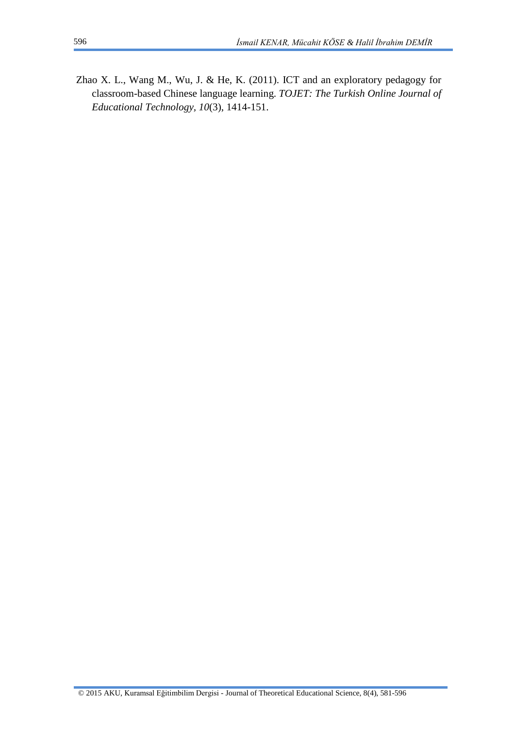Zhao X. L., Wang M., Wu, J. & He, K. (2011). ICT and an exploratory pedagogy for classroom-based Chinese language learning. *TOJET: The Turkish Online Journal of Educational Technology*, *10*(3), 1414-151.